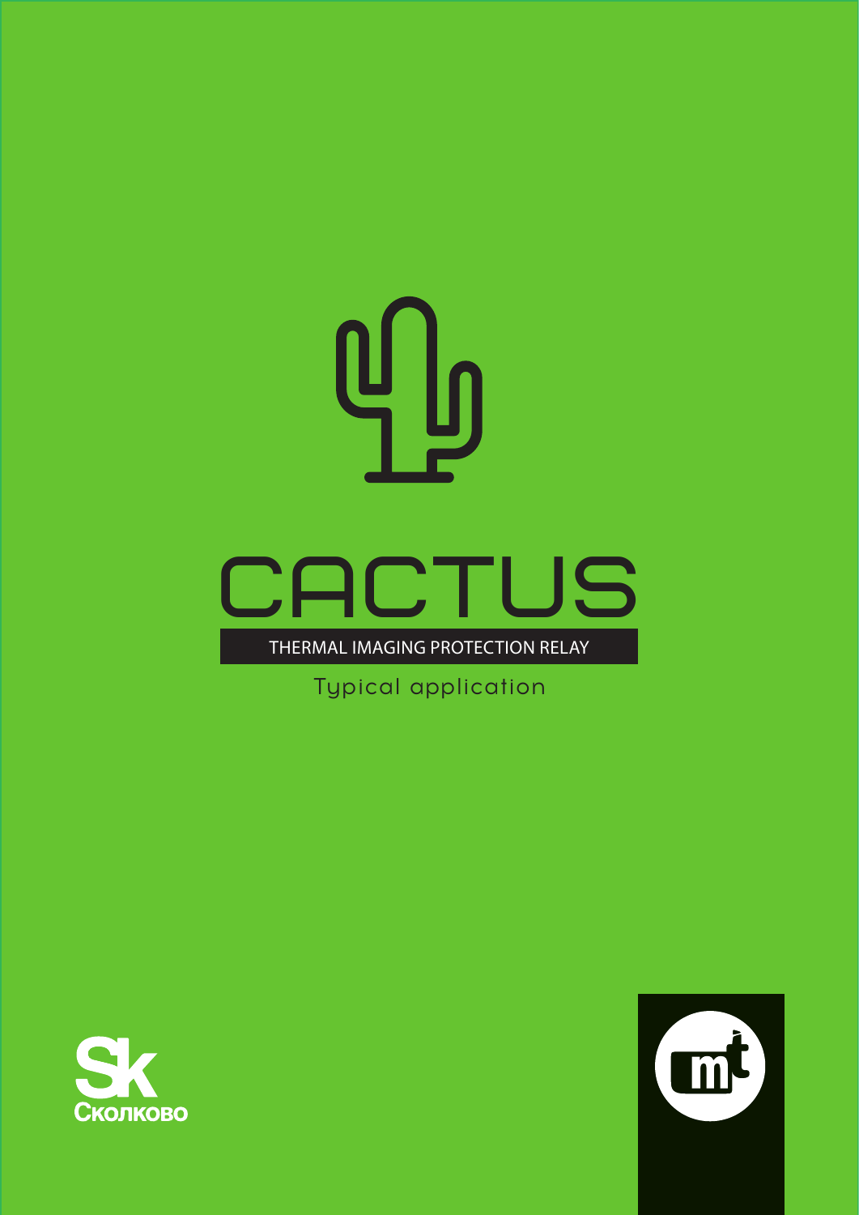# CACTUS

THERMAL IMAGING PROTECTION RELAY

Typical application

Sk

Сколково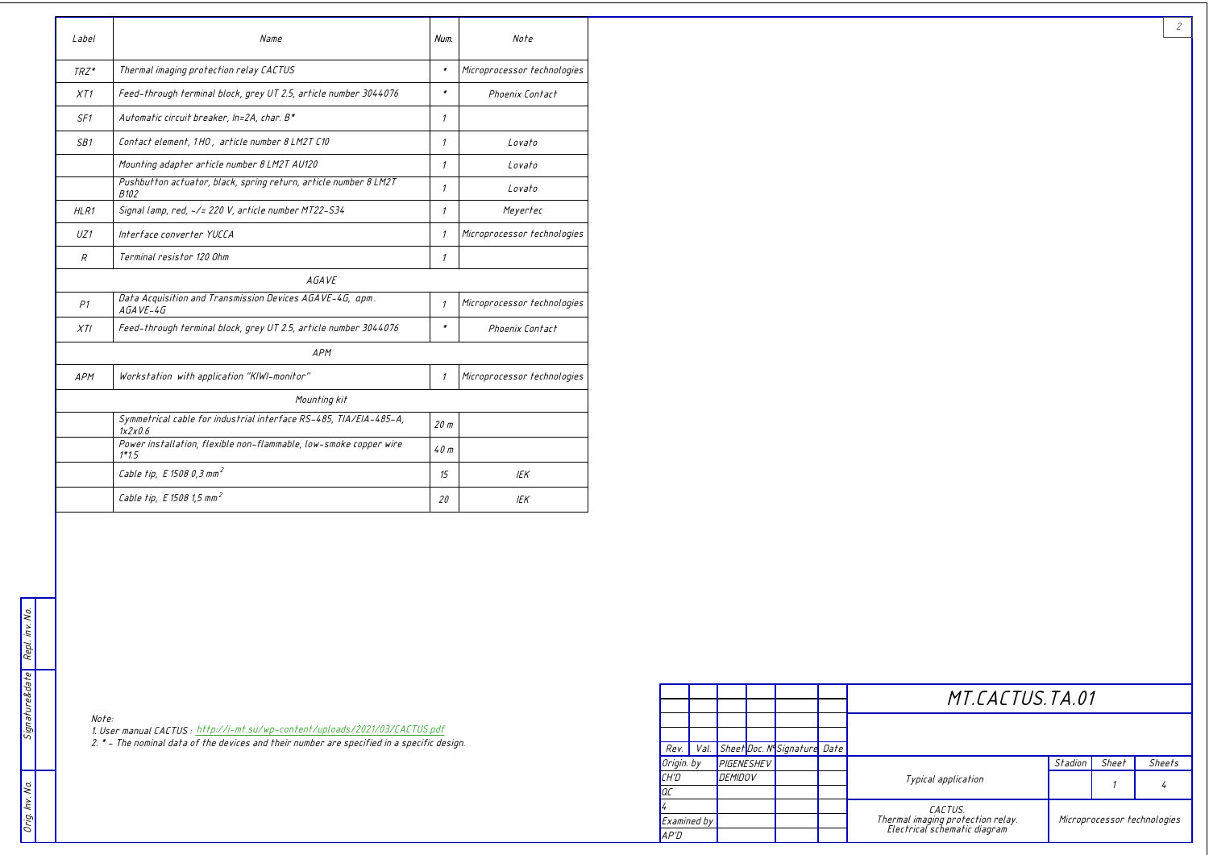| Label | Name | Num. | Note |
|---|---|---|---|
| TRZ* | Thermal imaging protection relay CACTUS | * | Microprocessor technologies |
| XT1 | Feed-through terminal block, grey UT 2.5, article number 3044076 | * | Phoenix Contact |
| SF1 | Automatic circuit breaker, In=2A, char. B* | 1 | |
| SB1 | Contact element, 1НО, article number 8 LM2T C10 | 1 | Lovato |
| | Mounting adapter article number 8 LM2T AU120 | 1 | Lovato |
| | Pushbutton actuator, black, spring return, article number 8 LM2T B102 | 1 | Lovato |
| HLR1 | Signal lamp, red, ~/= 220 V, article number MT22-S34 | 1 | Meyertec |
| UZ1 | Interface converter YUCCA | 1 | Microprocessor technologies |
| R | Terminal resistor 120 Ohm | 1 | |
| | AGAVE | | |
| P1 | Data Acquisition and Transmission Devices AGAVE-4G, арт. AGAVE-4G | 1 | Microprocessor technologies |
| XTI | Feed-through terminal block, grey UT 2.5, article number 3044076 | * | Phoenix Contact |
| | APM | | |
| APM | Workstation with application "KIWI-monitor" | 1 | Microprocessor technologies |
| | Mounting kit | | |
| | Symmetrical cable for industrial interface RS-485, TIA/EIA-485-A, 1x2x0.6 | 20 m | |
| | Power installation, flexible non-flammable, low-smoke copper wire 1*1.5 | 40 m | |
| | Cable tip, E 1508 0,3 mm$^2$ | 15 | IEK |
| | Cable tip, E 1508 1,5 mm$^2$ | 20 | IEK |

Note:

1. User manual CACTUS : http://i-mt.su/wp-content/uploads/2021/03/CACTUS.pdf
2. * - The nominal data of the devices and their number are specified in a specific design.

| Rev. | Val. | Sheet | Doc. № | Signature | Date |
|---|---|---|---|---|---|
| Origin. by | PIGENESHEV | | | | |
| CH'D | DEMIDOV | | | | |
| QC | | | | | |
| 4 | | | | | |
| Examined by | | | | | |
| AP'D | | | | | |

**MT.CACTUS.TA.01**

Typical application

| Stadion | Sheet | Sheets |
|---|---|---|
| | 1 | 4 |

CACTUS. Thermal imaging protection relay. Electrical schematic diagram

Microprocessor technologies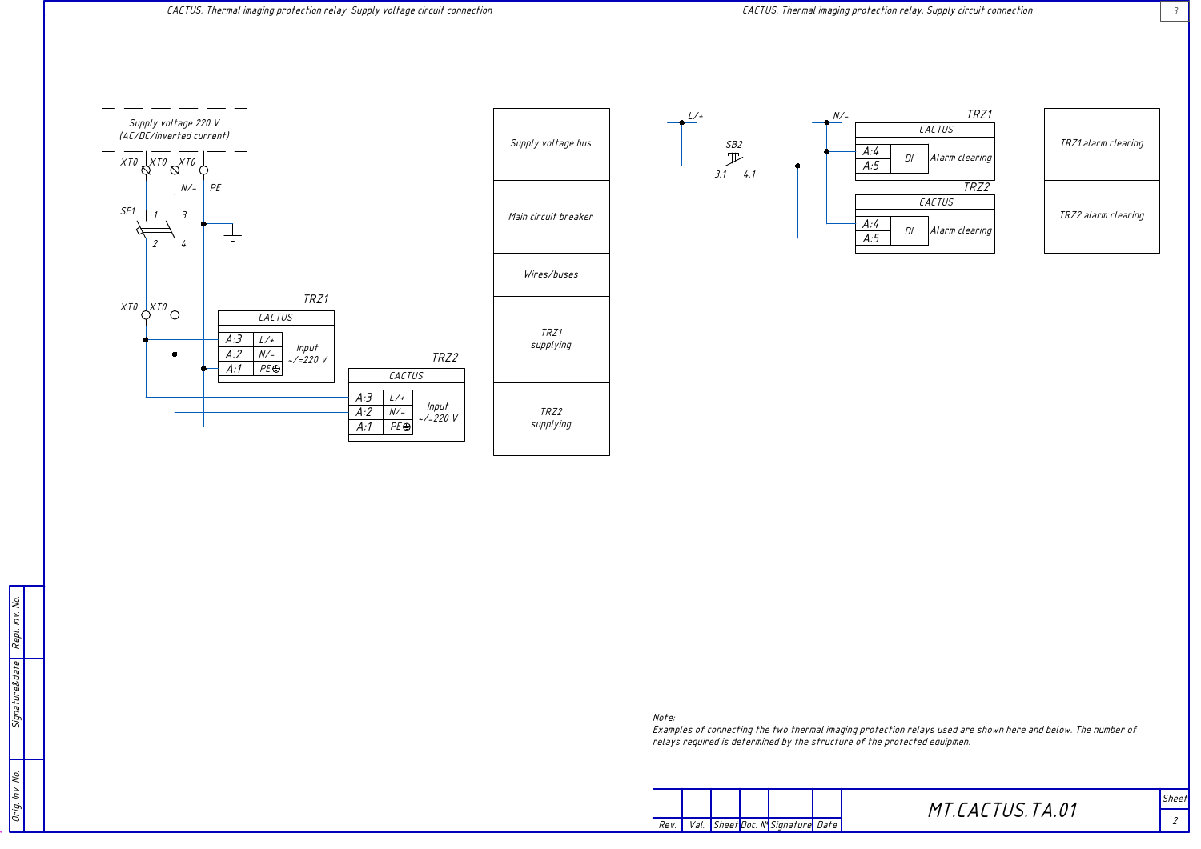## CACTUS. Thermal imaging protection relay. Supply voltage circuit connection

Supply voltage 220 V
(AC/DC/inverted current)

XT0 XT0 XT0

N/− PE

SF1 1 3 2 4

XT0 XT0

TRZ1

| CACTUS | | |
|---|---|---|
| A:3 | L/+ | Input ~/=220 V |
| A:2 | N/− | |
| A:1 | PE⊕ | |

TRZ2

| CACTUS | | |
|---|---|---|
| A:3 | L/+ | Input ~/=220 V |
| A:2 | N/− | |
| A:1 | PE⊕ | |

| |
|---|
| Supply voltage bus |
| Main circuit breaker |
| Wires/buses |
| TRZ1 supplying |
| TRZ2 supplying |

## CACTUS. Thermal imaging protection relay. Supply circuit connection

L/+ N/−

SB2 3.1 4.1

TRZ1

| CACTUS | | |
|---|---|---|
| A:4 | DI | Alarm clearing |
| A:5 | | |

TRZ2

| CACTUS | | |
|---|---|---|
| A:4 | DI | Alarm clearing |
| A:5 | | |

| |
|---|
| TRZ1 alarm clearing |
| TRZ2 alarm clearing |

Note:
Examples of connecting the two thermal imaging protection relays used are shown here and below. The number of relays required is determined by the structure of the protected equipmen.

| Rev. | Val. | Sheet | Doc. № | Signature | Date | MT.CACTUS.TA.01 | Sheet 2 |
|---|---|---|---|---|---|---|---|

Repl. inv. No. | Signature&date | Orig. Inv. No.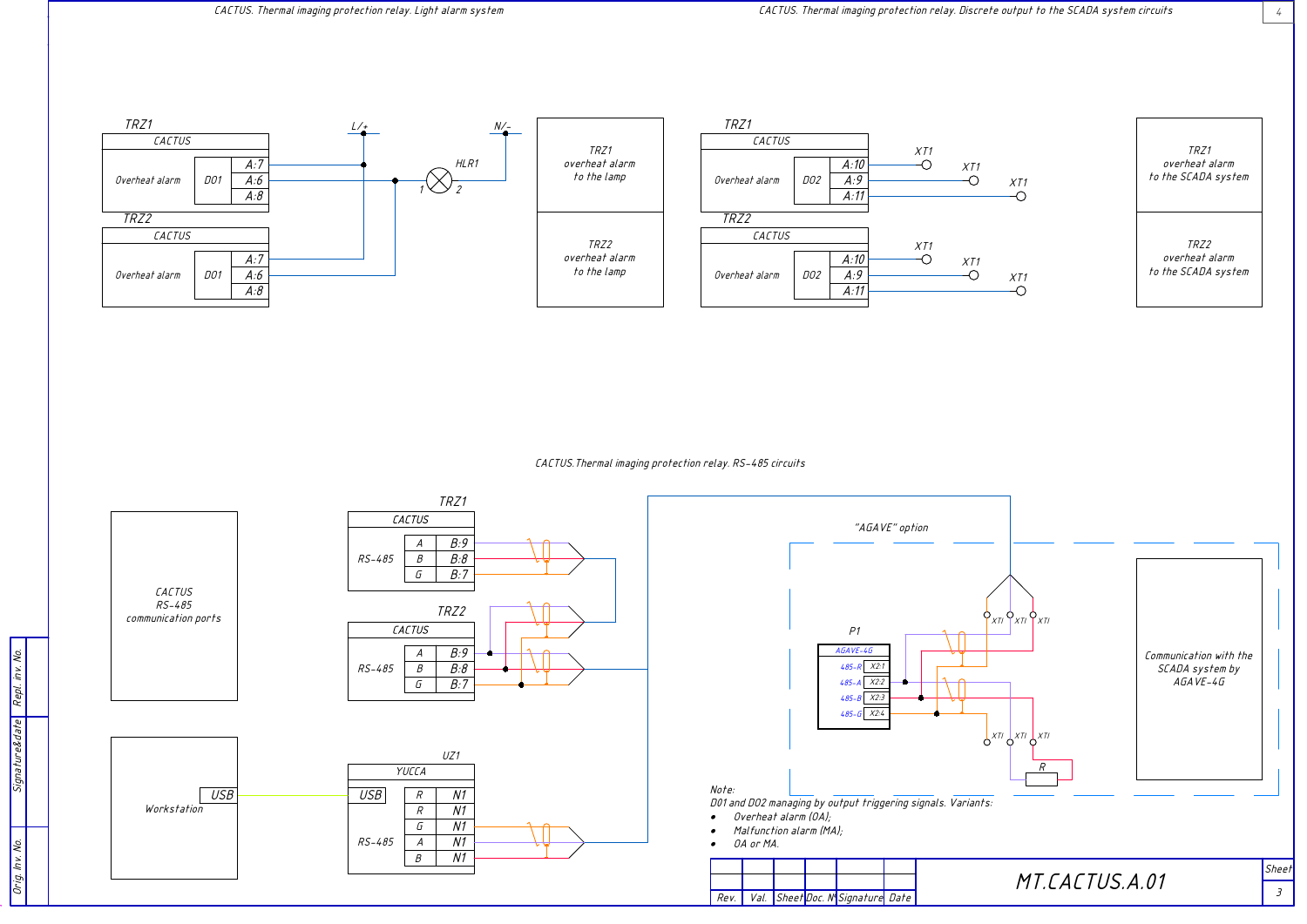## CACTUS. Thermal imaging protection relay. Light alarm system

**TRZ1**

| CACTUS | | |
|---|---|---|
| Overheat alarm | DO1 | A:7 |
| | | A:6 |
| | | A:8 |

**TRZ2**

| CACTUS | | |
|---|---|---|
| Overheat alarm | DO1 | A:7 |
| | | A:6 |
| | | A:8 |

L/+ N/- HLR1 1 2

| |
|---|
| TRZ1 overheat alarm to the lamp |
| TRZ2 overheat alarm to the lamp |

## CACTUS. Thermal imaging protection relay. Discrete output to the SCADA system circuits

**TRZ1**

| CACTUS | | |
|---|---|---|
| Overheat alarm | DO2 | A:10 |
| | | A:9 |
| | | A:11 |

**TRZ2**

| CACTUS | | |
|---|---|---|
| Overheat alarm | DO2 | A:10 |
| | | A:9 |
| | | A:11 |

XT1 XT1 XT1

| |
|---|
| TRZ1 overheat alarm to the SCADA system |
| TRZ2 overheat alarm to the SCADA system |

## CACTUS.Thermal imaging protection relay. RS-485 circuits

CACTUS RS-485 communication ports

**TRZ1**

| CACTUS | | |
|---|---|---|
| RS-485 | A | B:9 |
| | B | B:8 |
| | G | B:7 |

**TRZ2**

| CACTUS | | |
|---|---|---|
| RS-485 | A | B:9 |
| | B | B:8 |
| | G | B:7 |

Workstation — USB

**UZ1**

| YUCCA | | |
|---|---|---|
| USB | R | N1 |
| | R | N1 |
| | G | N1 |
| RS-485 | A | N1 |
| | B | N1 |

"AGAVE" option

**P1**

| AGAVE-4G | |
|---|---|
| 485-R | X2:1 |
| 485-A | X2:2 |
| 485-B | X2:3 |
| 485-G | X2:4 |

XT1 XT1 XT1 XT1 XT1 XT1 R

Communication with the SCADA system by AGAVE-4G

Note:
DO1 and DO2 managing by output triggering signals. Variants:

- Overheat alarm (OA);
- Malfunction alarm (MA);
- OA or MA.

| Rev. | Val. | Sheet | Doc. N | Signature | Date | MT.CACTUS.A.01 | Sheet 3 |
|---|---|---|---|---|---|---|---|

Repl. inv. No. | Signature&date | Orig. Inv. No.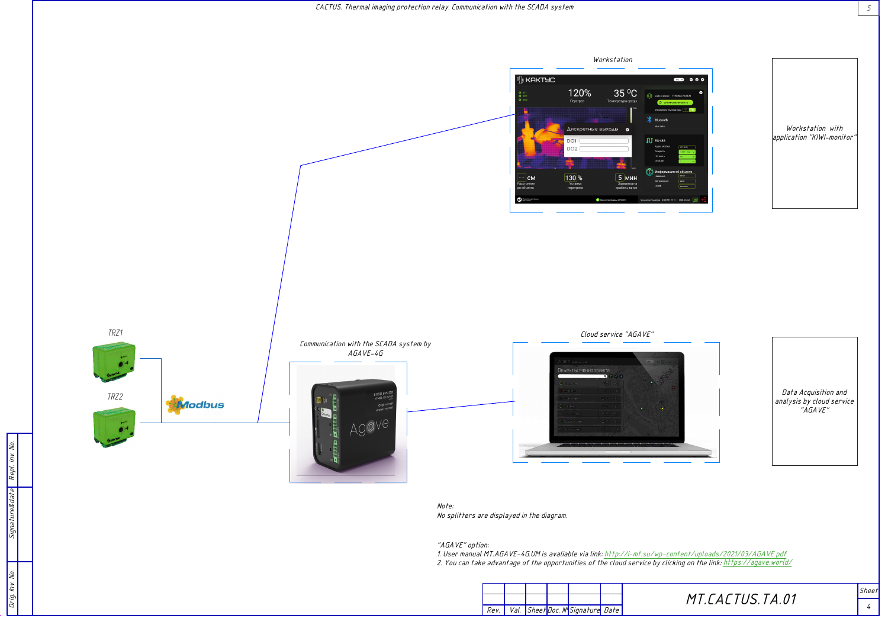CACTUS. Thermal imaging protection relay. Communication with the SCADA system

Workstation

Workstation with application "KIWI-monitor"

TRZ1

TRZ2

Modbus

Communication with the SCADA system by AGAVE-4G

Cloud service "AGAVE"

Data Acquisition and analysis by cloud service "AGAVE"

Note:
No splitters are displayed in the diagram.

"AGAVE" option:
1. User manual MT.AGAVE-4G.UM is avaliable via link: http://i-mt.su/wp-content/uploads/2021/03/AGAVE.pdf
2. You can take advantage of the opportunities of the cloud service by clicking on the link: https://agave.world/

| Rev. | Val. | Sheet | Doc. № | Signature | Date |
|---|---|---|---|---|---|

MT.CACTUS.TA.01

Sheet 4

Repl. inv. No. | Signature&date | Orig. Inv. No.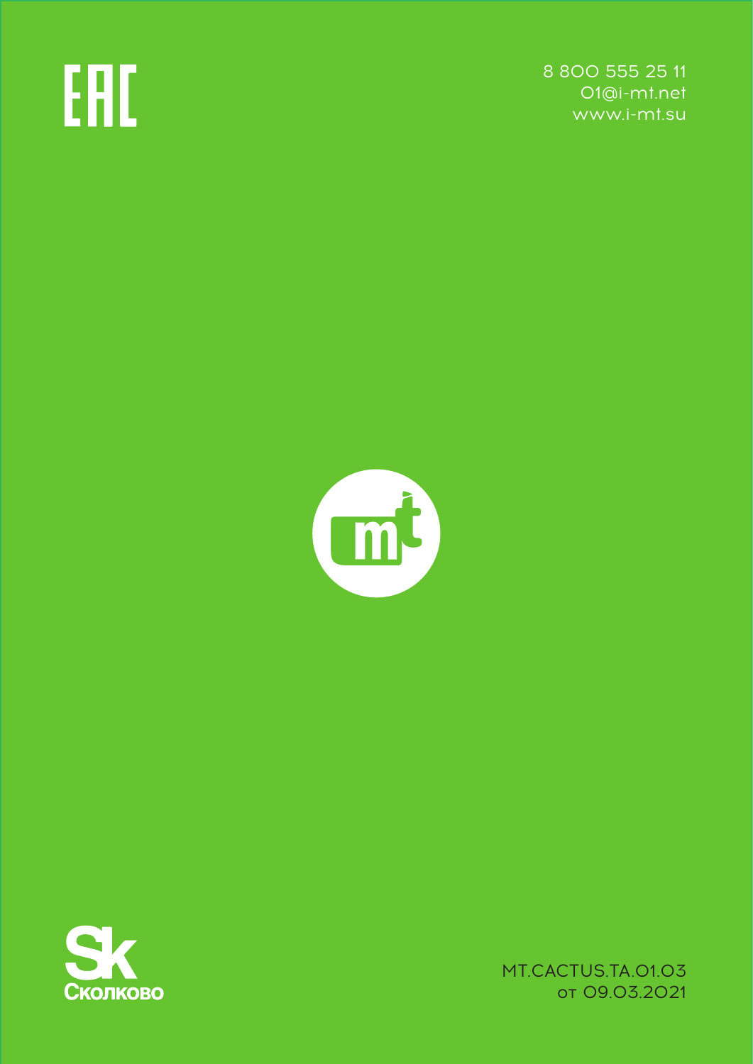8 800 555 25 11
01@i-mt.net
www.i-mt.su

MT.CACTUS.TA.01.03
от 09.03.2021